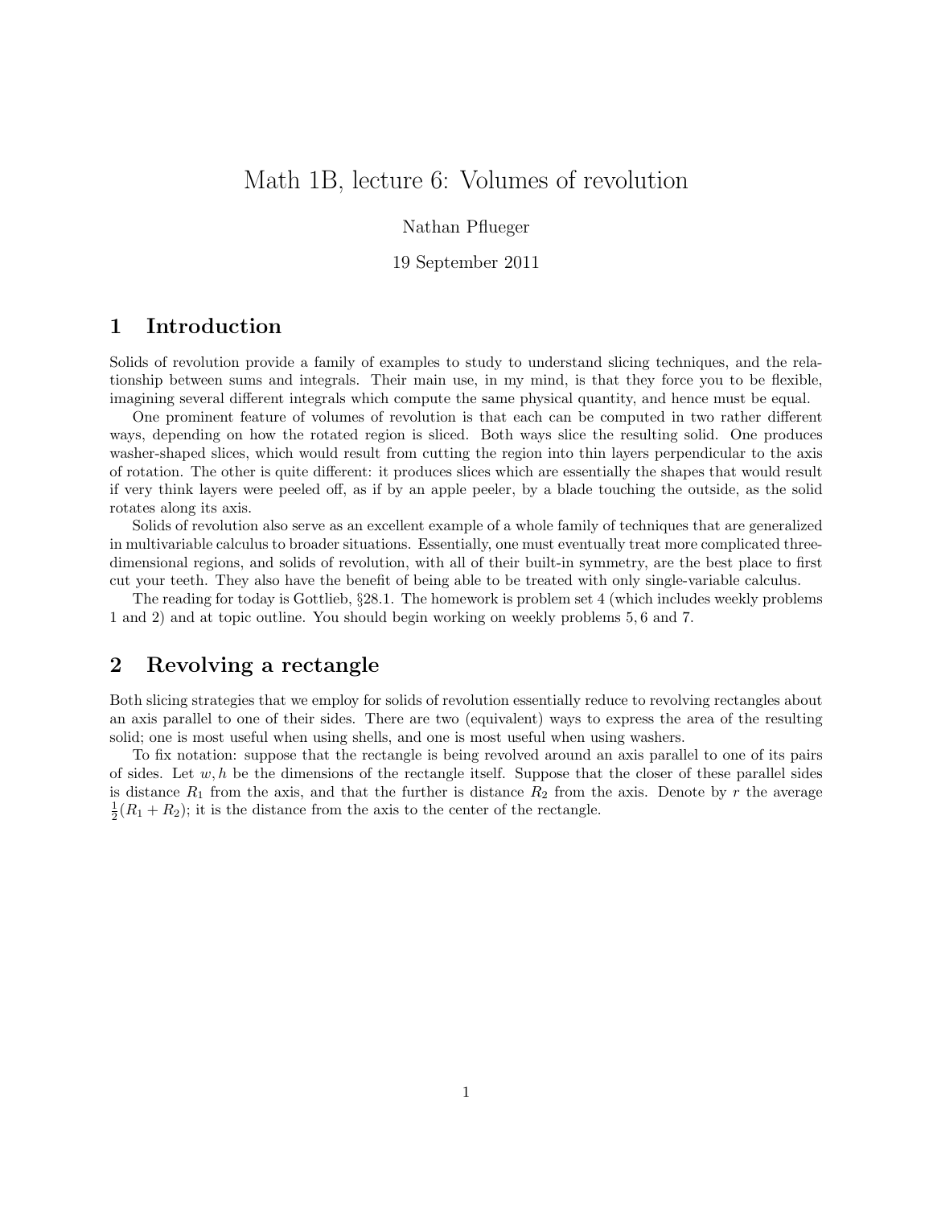# Math 1B, lecture 6: Volumes of revolution

Nathan Pflueger

19 September 2011

## 1 Introduction

Solids of revolution provide a family of examples to study to understand slicing techniques, and the relationship between sums and integrals. Their main use, in my mind, is that they force you to be flexible, imagining several different integrals which compute the same physical quantity, and hence must be equal.

One prominent feature of volumes of revolution is that each can be computed in two rather different ways, depending on how the rotated region is sliced. Both ways slice the resulting solid. One produces washer-shaped slices, which would result from cutting the region into thin layers perpendicular to the axis of rotation. The other is quite different: it produces slices which are essentially the shapes that would result if very think layers were peeled off, as if by an apple peeler, by a blade touching the outside, as the solid rotates along its axis.

Solids of revolution also serve as an excellent example of a whole family of techniques that are generalized in multivariable calculus to broader situations. Essentially, one must eventually treat more complicated three-dimensional regions, and solids of revolution, with all of their built-in symmetry, are the best place to first cut your teeth. They also have the benefit of being able to be treated with only single-variable calculus.

The reading for today is Gottlieb, §28.1. The homework is problem set 4 (which includes weekly problems 1 and 2) and at topic outline. You should begin working on weekly problems 5, 6 and 7.

## 2 Revolving a rectangle

Both slicing strategies that we employ for solids of revolution essentially reduce to revolving rectangles about an axis parallel to one of their sides. There are two (equivalent) ways to express the area of the resulting solid; one is most useful when using shells, and one is most useful when using washers.

To fix notation: suppose that the rectangle is being revolved around an axis parallel to one of its pairs of sides. Let $w, h$ be the dimensions of the rectangle itself. Suppose that the closer of these parallel sides is distance $R_1$ from the axis, and that the further is distance $R_2$ from the axis. Denote by $r$ the average $\frac{1}{2}(R_1 + R_2)$; it is the distance from the axis to the center of the rectangle.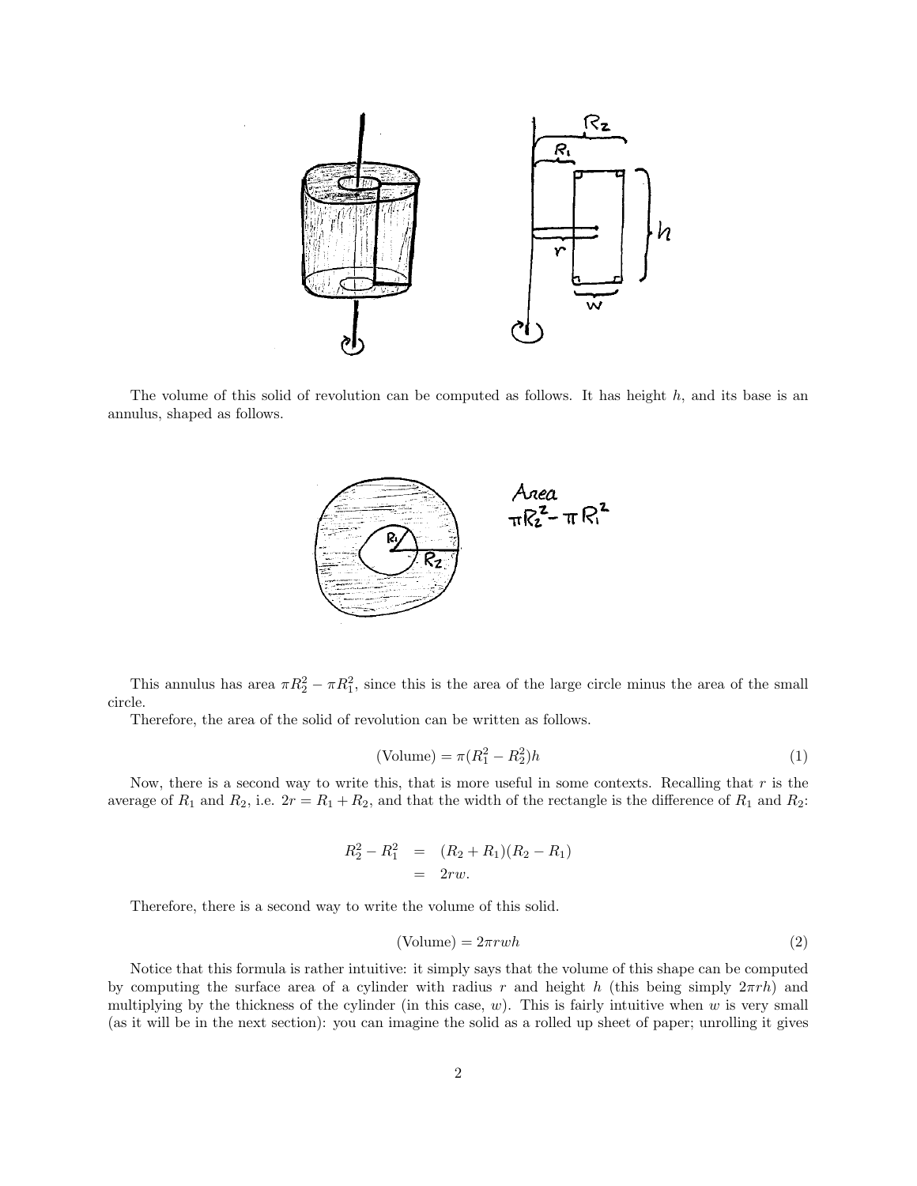The volume of this solid of revolution can be computed as follows. It has height $h$, and its base is an annulus, shaped as follows.

This annulus has area $\pi R_2^2 - \pi R_1^2$, since this is the area of the large circle minus the area of the small circle.

Therefore, the area of the solid of revolution can be written as follows.

$$(\text{Volume}) = \pi(R_1^2 - R_2^2)h \tag{1}$$

Now, there is a second way to write this, that is more useful in some contexts. Recalling that $r$ is the average of $R_1$ and $R_2$, i.e. $2r = R_1 + R_2$, and that the width of the rectangle is the difference of $R_1$ and $R_2$:

$$\begin{aligned} R_2^2 - R_1^2 &= (R_2 + R_1)(R_2 - R_1) \\ &= 2rw. \end{aligned}$$

Therefore, there is a second way to write the volume of this solid.

$$(\text{Volume}) = 2\pi rwh \tag{2}$$

Notice that this formula is rather intuitive: it simply says that the volume of this shape can be computed by computing the surface area of a cylinder with radius $r$ and height $h$ (this being simply $2\pi rh$) and multiplying by the thickness of the cylinder (in this case, $w$). This is fairly intuitive when $w$ is very small (as it will be in the next section): you can imagine the solid as a rolled up sheet of paper; unrolling it gives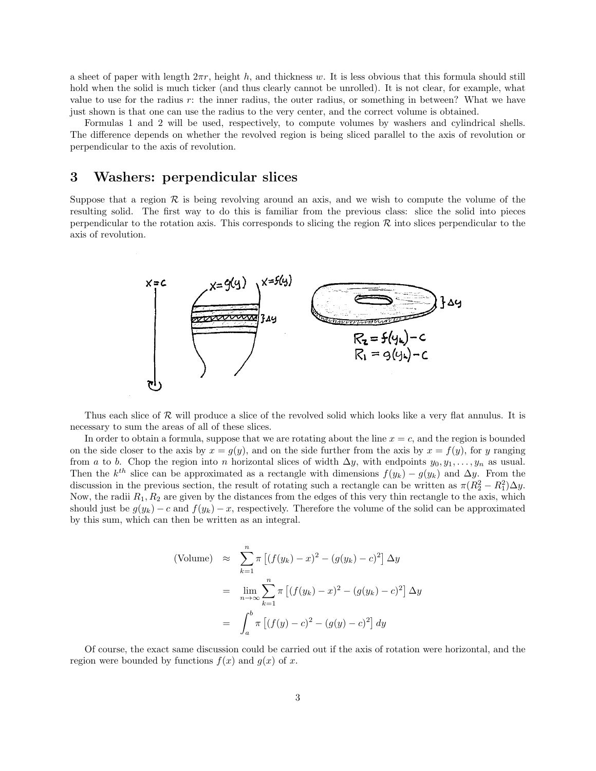a sheet of paper with length $2\pi r$, height $h$, and thickness $w$. It is less obvious that this formula should still hold when the solid is much ticker (and thus clearly cannot be unrolled). It is not clear, for example, what value to use for the radius $r$: the inner radius, the outer radius, or something in between? What we have just shown is that one can use the radius to the very center, and the correct volume is obtained.

Formulas 1 and 2 will be used, respectively, to compute volumes by washers and cylindrical shells. The difference depends on whether the revolved region is being sliced parallel to the axis of revolution or perpendicular to the axis of revolution.

## 3 Washers: perpendicular slices

Suppose that a region $\mathcal{R}$ is being revolving around an axis, and we wish to compute the volume of the resulting solid. The first way to do this is familiar from the previous class: slice the solid into pieces perpendicular to the rotation axis. This corresponds to slicing the region $\mathcal{R}$ into slices perpendicular to the axis of revolution.

Thus each slice of $\mathcal{R}$ will produce a slice of the revolved solid which looks like a very flat annulus. It is necessary to sum the areas of all of these slices.

In order to obtain a formula, suppose that we are rotating about the line $x = c$, and the region is bounded on the side closer to the axis by $x = g(y)$, and on the side further from the axis by $x = f(y)$, for $y$ ranging from $a$ to $b$. Chop the region into $n$ horizontal slices of width $\Delta y$, with endpoints $y_0, y_1, \ldots, y_n$ as usual. Then the $k^{th}$ slice can be approximated as a rectangle with dimensions $f(y_k) - g(y_k)$ and $\Delta y$. From the discussion in the previous section, the result of rotating such a rectangle can be written as $\pi(R_2^2 - R_1^2)\Delta y$. Now, the radii $R_1, R_2$ are given by the distances from the edges of this very thin rectangle to the axis, which should just be $g(y_k) - c$ and $f(y_k) - x$, respectively. Therefore the volume of the solid can be approximated by this sum, which can then be written as an integral.

$$
\begin{aligned}
\text{(Volume)} &\approx \sum_{k=1}^{n} \pi \left[ (f(y_k) - x)^2 - (g(y_k) - c)^2 \right] \Delta y \\
&= \lim_{n\to\infty} \sum_{k=1}^{n} \pi \left[ (f(y_k) - x)^2 - (g(y_k) - c)^2 \right] \Delta y \\
&= \int_a^b \pi \left[ (f(y) - c)^2 - (g(y) - c)^2 \right] dy
\end{aligned}
$$

Of course, the exact same discussion could be carried out if the axis of rotation were horizontal, and the region were bounded by functions $f(x)$ and $g(x)$ of $x$.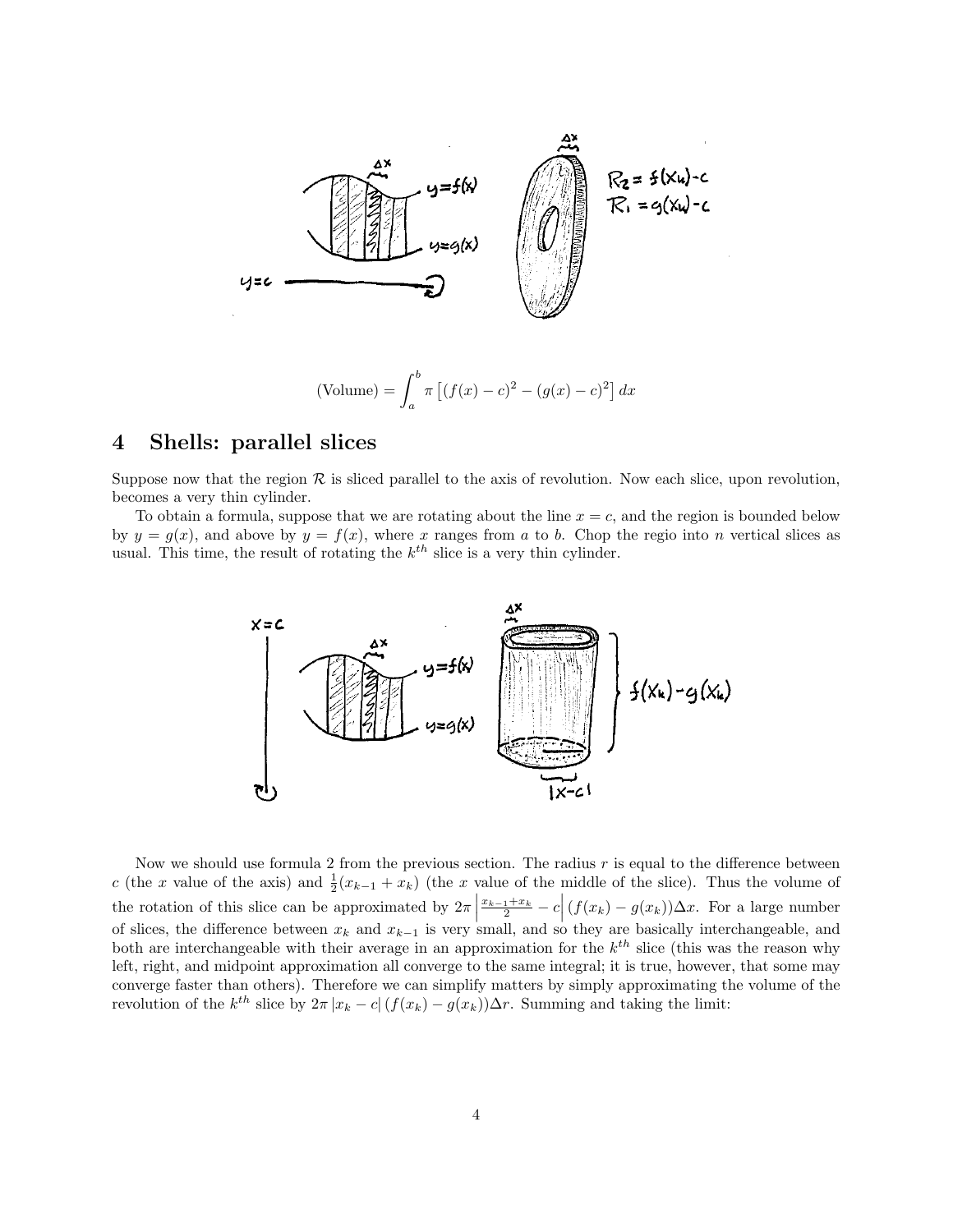$$\text{(Volume)} = \int_a^b \pi \left[ (f(x) - c)^2 - (g(x) - c)^2 \right] dx$$

## 4 Shells: parallel slices

Suppose now that the region $\mathcal{R}$ is sliced parallel to the axis of revolution. Now each slice, upon revolution, becomes a very thin cylinder.

To obtain a formula, suppose that we are rotating about the line $x = c$, and the region is bounded below by $y = g(x)$, and above by $y = f(x)$, where $x$ ranges from $a$ to $b$. Chop the regio into $n$ vertical slices as usual. This time, the result of rotating the $k^{th}$ slice is a very thin cylinder.

Now we should use formula 2 from the previous section. The radius $r$ is equal to the difference between $c$ (the $x$ value of the axis) and $\frac{1}{2}(x_{k-1} + x_k)$ (the $x$ value of the middle of the slice). Thus the volume of the rotation of this slice can be approximated by $2\pi \left| \frac{x_{k-1}+x_k}{2} - c \right| (f(x_k) - g(x_k))\Delta x$. For a large number of slices, the difference between $x_k$ and $x_{k-1}$ is very small, and so they are basically interchangeable, and both are interchangeable with their average in an approximation for the $k^{th}$ slice (this was the reason why left, right, and midpoint approximation all converge to the same integral; it is true, however, that some may converge faster than others). Therefore we can simplify matters by simply approximating the volume of the revolution of the $k^{th}$ slice by $2\pi |x_k - c| (f(x_k) - g(x_k))\Delta r$. Summing and taking the limit: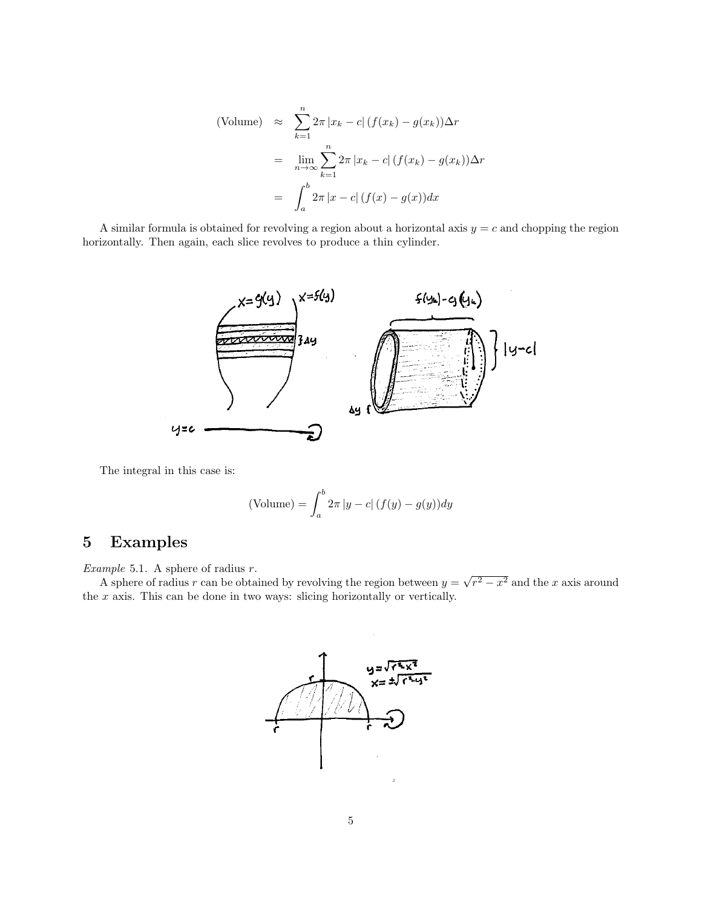$$
\begin{aligned}
\text{(Volume)} &\approx \sum_{k=1}^{n} 2\pi\,|x_k - c|\,(f(x_k) - g(x_k))\Delta r \\
&= \lim_{n\to\infty} \sum_{k=1}^{n} 2\pi\,|x_k - c|\,(f(x_k) - g(x_k))\Delta r \\
&= \int_a^b 2\pi\,|x - c|\,(f(x) - g(x))dx
\end{aligned}
$$

A similar formula is obtained for revolving a region about a horizontal axis $y = c$ and chopping the region horizontally. Then again, each slice revolves to produce a thin cylinder.

The integral in this case is:

$$
\text{(Volume)} = \int_a^b 2\pi\,|y - c|\,(f(y) - g(y))dy
$$

# 5 Examples

*Example* 5.1. A sphere of radius $r$.

A sphere of radius $r$ can be obtained by revolving the region between $y = \sqrt{r^2 - x^2}$ and the $x$ axis around the $x$ axis. This can be done in two ways: slicing horizontally or vertically.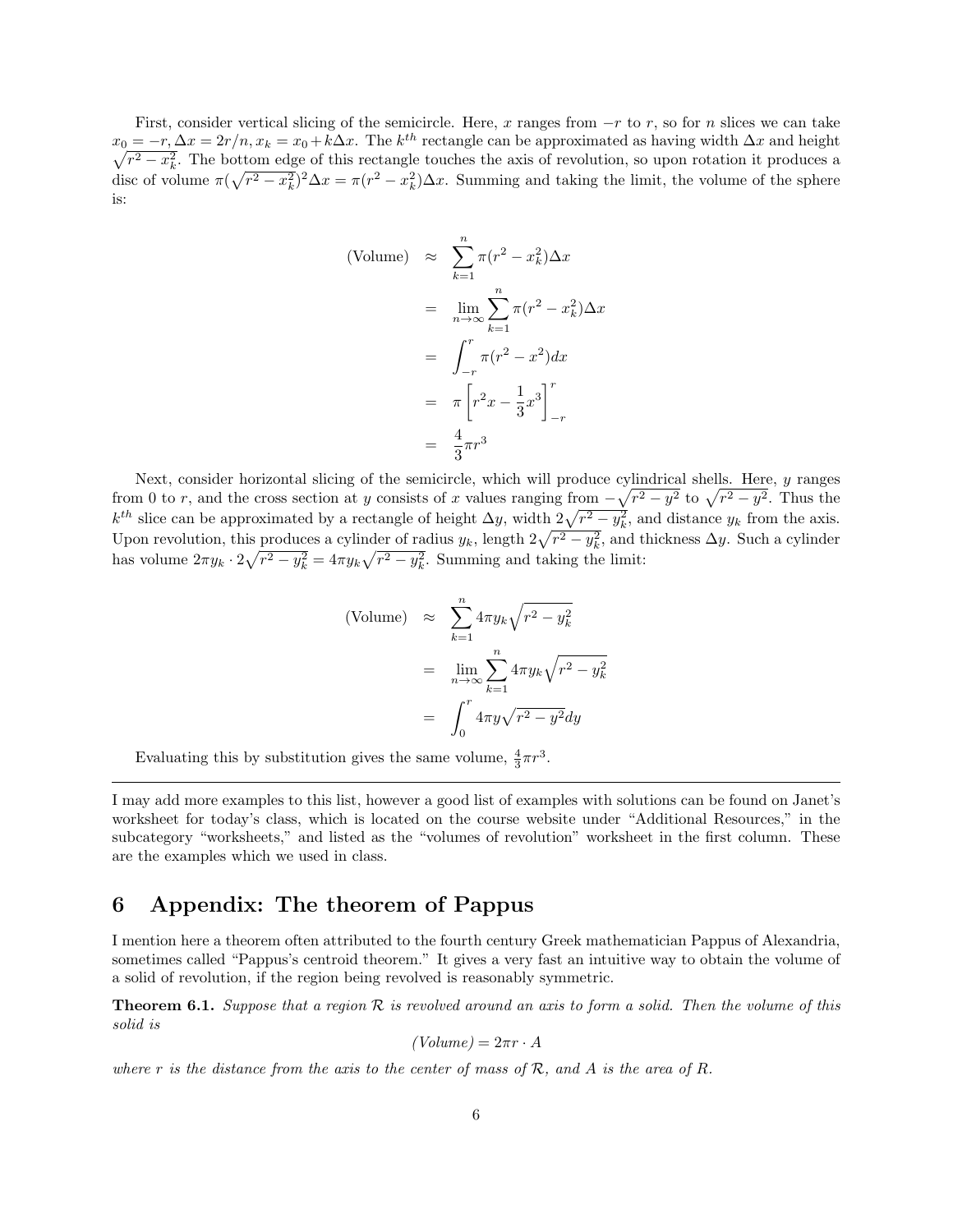First, consider vertical slicing of the semicircle. Here, $x$ ranges from $-r$ to $r$, so for $n$ slices we can take $x_0 = -r, \Delta x = 2r/n, x_k = x_0 + k\Delta x$. The $k^{th}$ rectangle can be approximated as having width $\Delta x$ and height $\sqrt{r^2 - x_k^2}$. The bottom edge of this rectangle touches the axis of revolution, so upon rotation it produces a disc of volume $\pi(\sqrt{r^2 - x_k^2})^2 \Delta x = \pi(r^2 - x_k^2)\Delta x$. Summing and taking the limit, the volume of the sphere is:

$$
\begin{aligned}
\text{(Volume)} &\approx \sum_{k=1}^{n} \pi(r^2 - x_k^2)\Delta x \\
&= \lim_{n\to\infty} \sum_{k=1}^{n} \pi(r^2 - x_k^2)\Delta x \\
&= \int_{-r}^{r} \pi(r^2 - x^2)dx \\
&= \pi\left[r^2 x - \frac{1}{3}x^3\right]_{-r}^{r} \\
&= \frac{4}{3}\pi r^3
\end{aligned}
$$

Next, consider horizontal slicing of the semicircle, which will produce cylindrical shells. Here, $y$ ranges from 0 to $r$, and the cross section at $y$ consists of $x$ values ranging from $-\sqrt{r^2 - y^2}$ to $\sqrt{r^2 - y^2}$. Thus the $k^{th}$ slice can be approximated by a rectangle of height $\Delta y$, width $2\sqrt{r^2 - y_k^2}$, and distance $y_k$ from the axis. Upon revolution, this produces a cylinder of radius $y_k$, length $2\sqrt{r^2 - y_k^2}$, and thickness $\Delta y$. Such a cylinder has volume $2\pi y_k \cdot 2\sqrt{r^2 - y_k^2} = 4\pi y_k \sqrt{r^2 - y_k^2}$. Summing and taking the limit:

$$
\begin{aligned}
\text{(Volume)} &\approx \sum_{k=1}^{n} 4\pi y_k \sqrt{r^2 - y_k^2} \\
&= \lim_{n\to\infty} \sum_{k=1}^{n} 4\pi y_k \sqrt{r^2 - y_k^2} \\
&= \int_{0}^{r} 4\pi y \sqrt{r^2 - y^2} dy
\end{aligned}
$$

Evaluating this by substitution gives the same volume, $\frac{4}{3}\pi r^3$.

---

I may add more examples to this list, however a good list of examples with solutions can be found on Janet's worksheet for today's class, which is located on the course website under "Additional Resources," in the subcategory "worksheets," and listed as the "volumes of revolution" worksheet in the first column. These are the examples which we used in class.

## 6 Appendix: The theorem of Pappus

I mention here a theorem often attributed to the fourth century Greek mathematician Pappus of Alexandria, sometimes called "Pappus's centroid theorem." It gives a very fast an intuitive way to obtain the volume of a solid of revolution, if the region being revolved is reasonably symmetric.

**Theorem 6.1.** *Suppose that a region $\mathcal{R}$ is revolved around an axis to form a solid. Then the volume of this solid is*

$$\text{(Volume)} = 2\pi r \cdot A$$

*where $r$ is the distance from the axis to the center of mass of $\mathcal{R}$, and $A$ is the area of $R$.*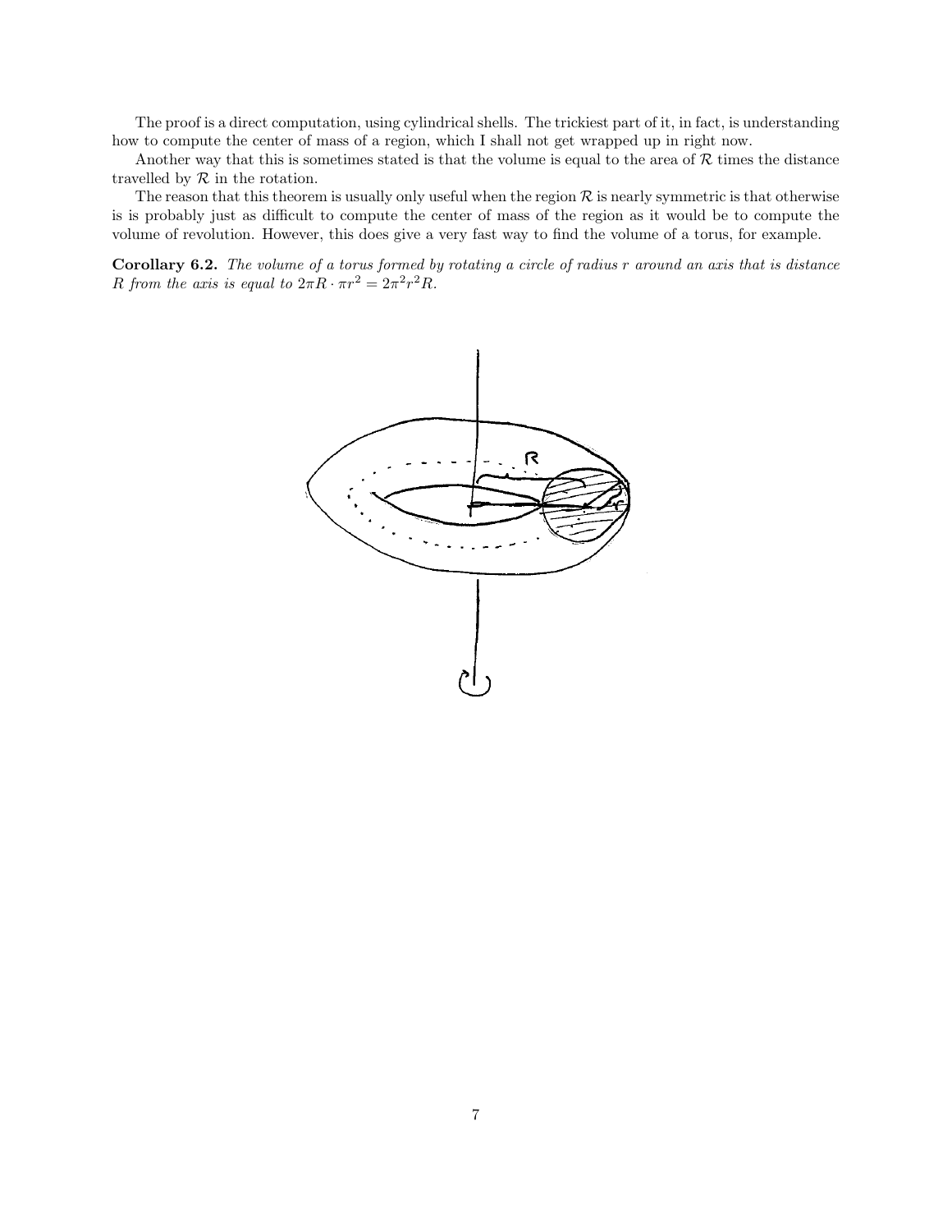The proof is a direct computation, using cylindrical shells. The trickiest part of it, in fact, is understanding how to compute the center of mass of a region, which I shall not get wrapped up in right now.

Another way that this is sometimes stated is that the volume is equal to the area of $\mathcal{R}$ times the distance travelled by $\mathcal{R}$ in the rotation.

The reason that this theorem is usually only useful when the region $\mathcal{R}$ is nearly symmetric is that otherwise is is probably just as difficult to compute the center of mass of the region as it would be to compute the volume of revolution. However, this does give a very fast way to find the volume of a torus, for example.

**Corollary 6.2.** *The volume of a torus formed by rotating a circle of radius $r$ around an axis that is distance $R$ from the axis is equal to $2\pi R \cdot \pi r^2 = 2\pi^2 r^2 R$.*